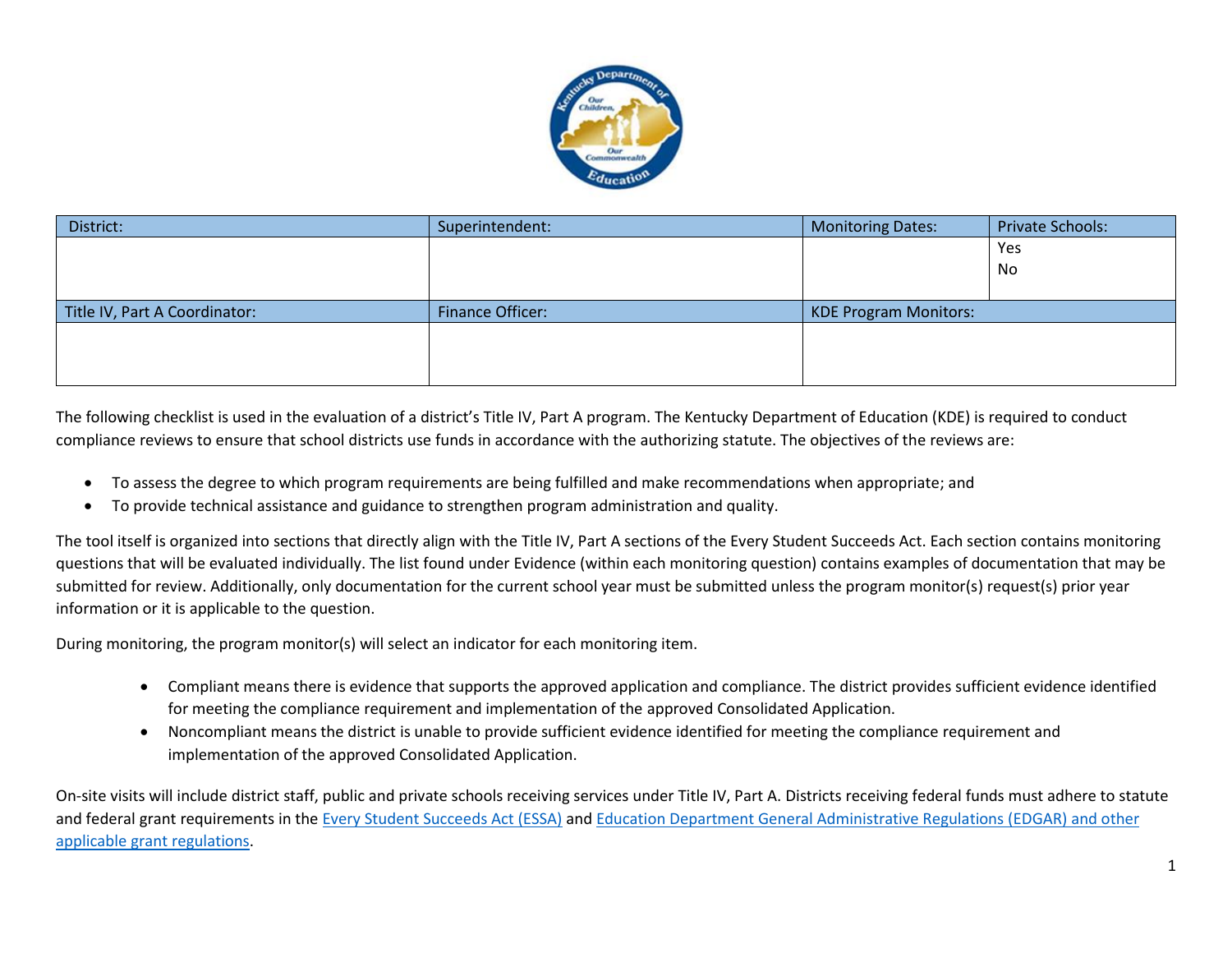| District: | Superintendent: | Monitoring Dates: | Private Schools: |
|---|---|---|---|
| | | | Yes<br>No |
| **Title IV, Part A Coordinator:** | **Finance Officer:** | **KDE Program Monitors:** | |
| | | | |

The following checklist is used in the evaluation of a district's Title IV, Part A program. The Kentucky Department of Education (KDE) is required to conduct compliance reviews to ensure that school districts use funds in accordance with the authorizing statute. The objectives of the reviews are:

- To assess the degree to which program requirements are being fulfilled and make recommendations when appropriate; and
- To provide technical assistance and guidance to strengthen program administration and quality.

The tool itself is organized into sections that directly align with the Title IV, Part A sections of the Every Student Succeeds Act. Each section contains monitoring questions that will be evaluated individually. The list found under Evidence (within each monitoring question) contains examples of documentation that may be submitted for review. Additionally, only documentation for the current school year must be submitted unless the program monitor(s) request(s) prior year information or it is applicable to the question.

During monitoring, the program monitor(s) will select an indicator for each monitoring item.

- Compliant means there is evidence that supports the approved application and compliance. The district provides sufficient evidence identified for meeting the compliance requirement and implementation of the approved Consolidated Application.
- Noncompliant means the district is unable to provide sufficient evidence identified for meeting the compliance requirement and implementation of the approved Consolidated Application.

On-site visits will include district staff, public and private schools receiving services under Title IV, Part A. Districts receiving federal funds must adhere to statute and federal grant requirements in the Every Student Succeeds Act (ESSA) and Education Department General Administrative Regulations (EDGAR) and other applicable grant regulations.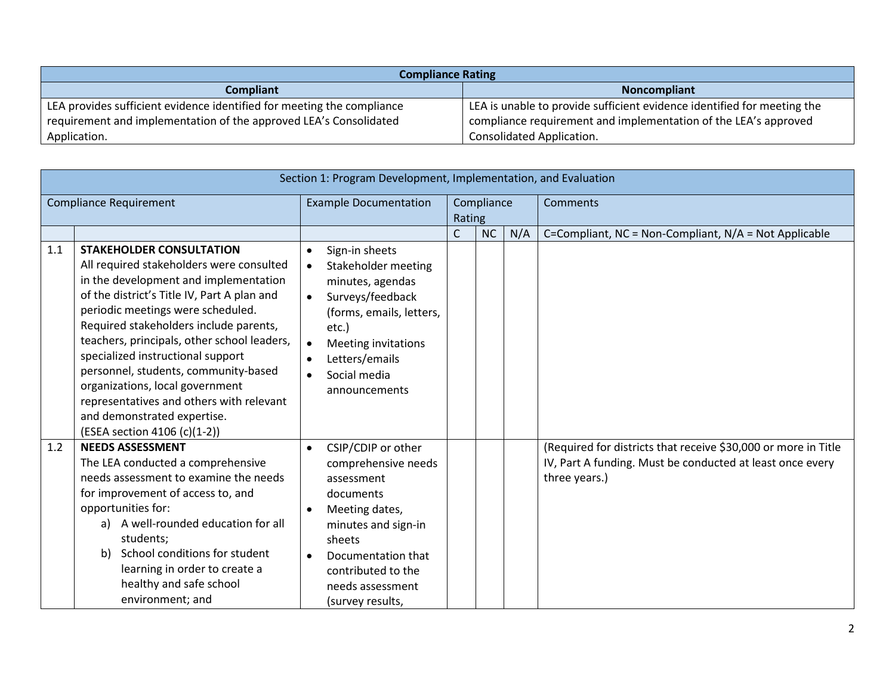| Compliance Rating | |
|---|---|
| **Compliant** | **Noncompliant** |
| LEA provides sufficient evidence identified for meeting the compliance requirement and implementation of the approved LEA's Consolidated Application. | LEA is unable to provide sufficient evidence identified for meeting the compliance requirement and implementation of the LEA's approved Consolidated Application. |

| Section 1: Program Development, Implementation, and Evaluation | | | | | | |
|---|---|---|---|---|---|---|
| Compliance Requirement | | Example Documentation | Compliance Rating | | | Comments |
| | | | C | NC | N/A | C=Compliant, NC = Non-Compliant, N/A = Not Applicable |
| 1.1 | **STAKEHOLDER CONSULTATION**<br>All required stakeholders were consulted in the development and implementation of the district's Title IV, Part A plan and periodic meetings were scheduled. Required stakeholders include parents, teachers, principals, other school leaders, specialized instructional support personnel, students, community-based organizations, local government representatives and others with relevant and demonstrated expertise.<br>(ESEA section 4106 (c)(1-2)) | • Sign-in sheets<br>• Stakeholder meeting minutes, agendas<br>• Surveys/feedback (forms, emails, letters, etc.)<br>• Meeting invitations<br>• Letters/emails<br>• Social media announcements | | | | |
| 1.2 | **NEEDS ASSESSMENT**<br>The LEA conducted a comprehensive needs assessment to examine the needs for improvement of access to, and opportunities for:<br>a) A well-rounded education for all students;<br>b) School conditions for student learning in order to create a healthy and safe school environment; and | • CSIP/CDIP or other comprehensive needs assessment documents<br>• Meeting dates, minutes and sign-in sheets<br>• Documentation that contributed to the needs assessment (survey results, | | | | (Required for districts that receive $30,000 or more in Title IV, Part A funding. Must be conducted at least once every three years.) |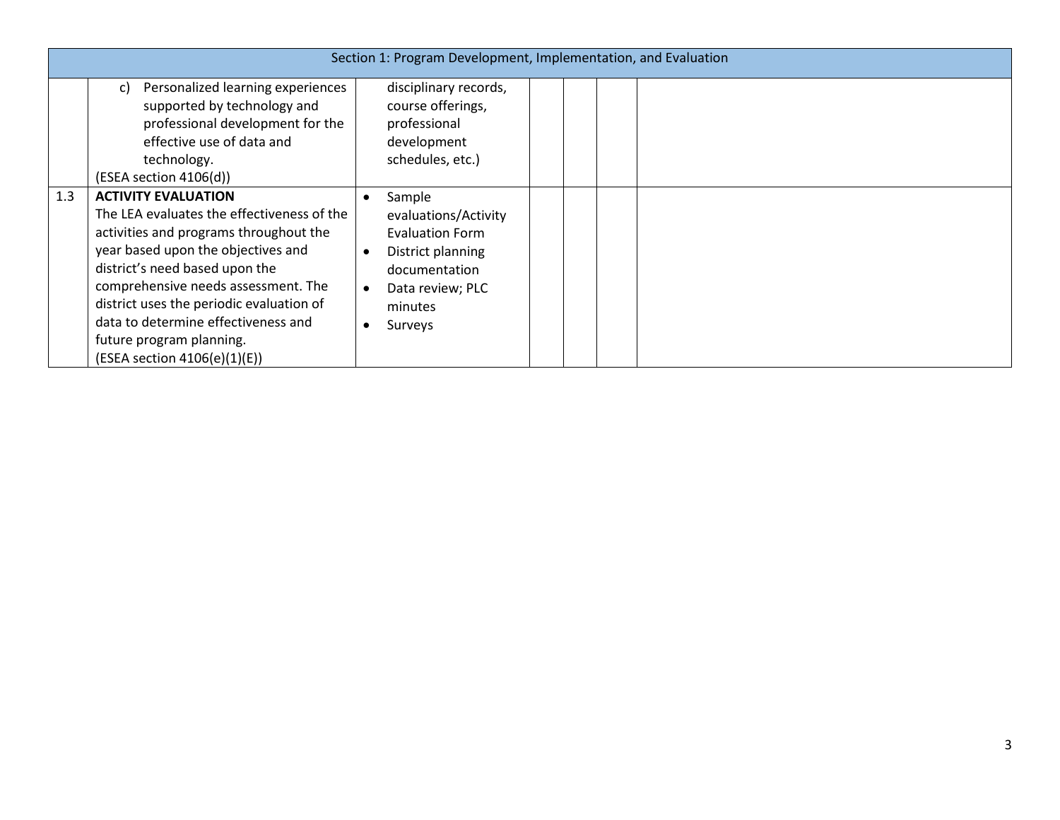| Section 1: Program Development, Implementation, and Evaluation | | | | | | |
|---|---|---|---|---|---|---|
| | c) Personalized learning experiences supported by technology and professional development for the effective use of data and technology.<br>(ESEA section 4106(d)) | disciplinary records, course offerings, professional development schedules, etc.) | | | | |
| 1.3 | **ACTIVITY EVALUATION**<br>The LEA evaluates the effectiveness of the activities and programs throughout the year based upon the objectives and district's need based upon the comprehensive needs assessment. The district uses the periodic evaluation of data to determine effectiveness and future program planning.<br>(ESEA section 4106(e)(1)(E)) | • Sample evaluations/Activity Evaluation Form<br>• District planning documentation<br>• Data review; PLC minutes<br>• Surveys | | | | |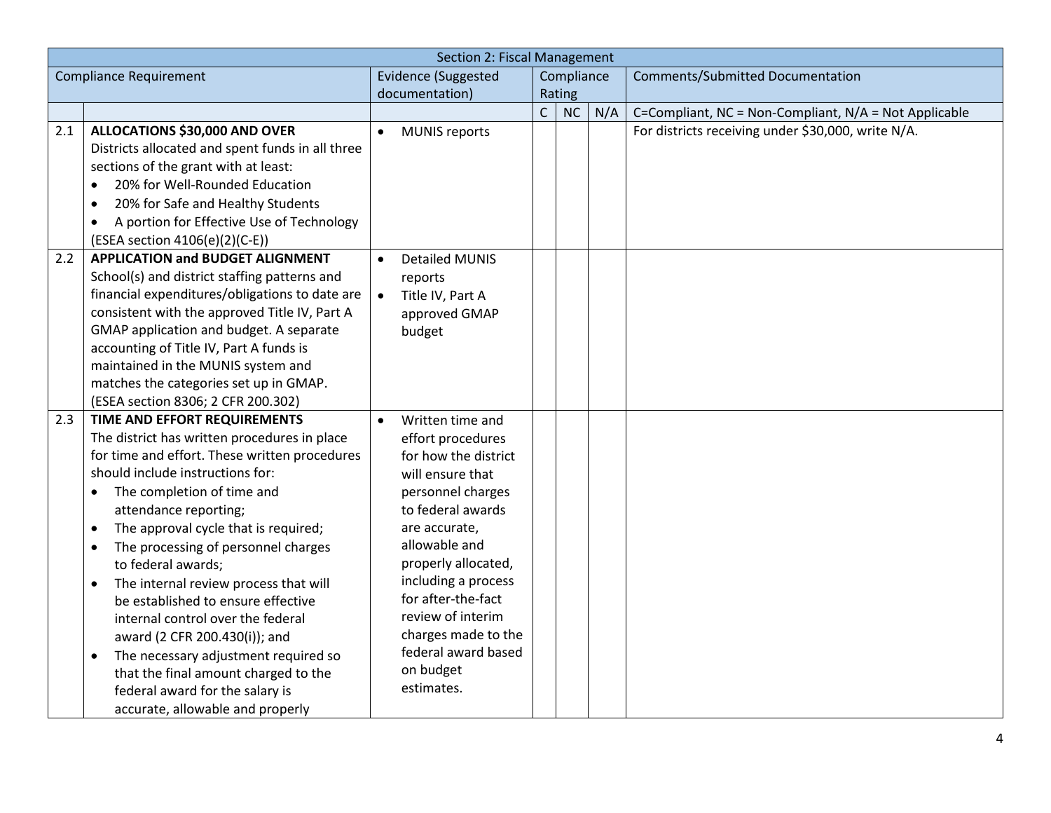| Section 2: Fiscal Management | | | | | | |
|---|---|---|---|---|---|---|
| Compliance Requirement | | Evidence (Suggested documentation) | Compliance Rating | | | Comments/Submitted Documentation |
| | | | C | NC | N/A | C=Compliant, NC = Non-Compliant, N/A = Not Applicable |
| 2.1 | **ALLOCATIONS $30,000 AND OVER** Districts allocated and spent funds in all three sections of the grant with at least: • 20% for Well-Rounded Education • 20% for Safe and Healthy Students • A portion for Effective Use of Technology (ESEA section 4106(e)(2)(C-E)) | • MUNIS reports | | | | For districts receiving under $30,000, write N/A. |
| 2.2 | **APPLICATION and BUDGET ALIGNMENT** School(s) and district staffing patterns and financial expenditures/obligations to date are consistent with the approved Title IV, Part A GMAP application and budget. A separate accounting of Title IV, Part A funds is maintained in the MUNIS system and matches the categories set up in GMAP. (ESEA section 8306; 2 CFR 200.302) | • Detailed MUNIS reports • Title IV, Part A approved GMAP budget | | | | |
| 2.3 | **TIME AND EFFORT REQUIREMENTS** The district has written procedures in place for time and effort. These written procedures should include instructions for: • The completion of time and attendance reporting; • The approval cycle that is required; • The processing of personnel charges to federal awards; • The internal review process that will be established to ensure effective internal control over the federal award (2 CFR 200.430(i)); and • The necessary adjustment required so that the final amount charged to the federal award for the salary is accurate, allowable and properly | • Written time and effort procedures for how the district will ensure that personnel charges to federal awards are accurate, allowable and properly allocated, including a process for after-the-fact review of interim charges made to the federal award based on budget estimates. | | | | |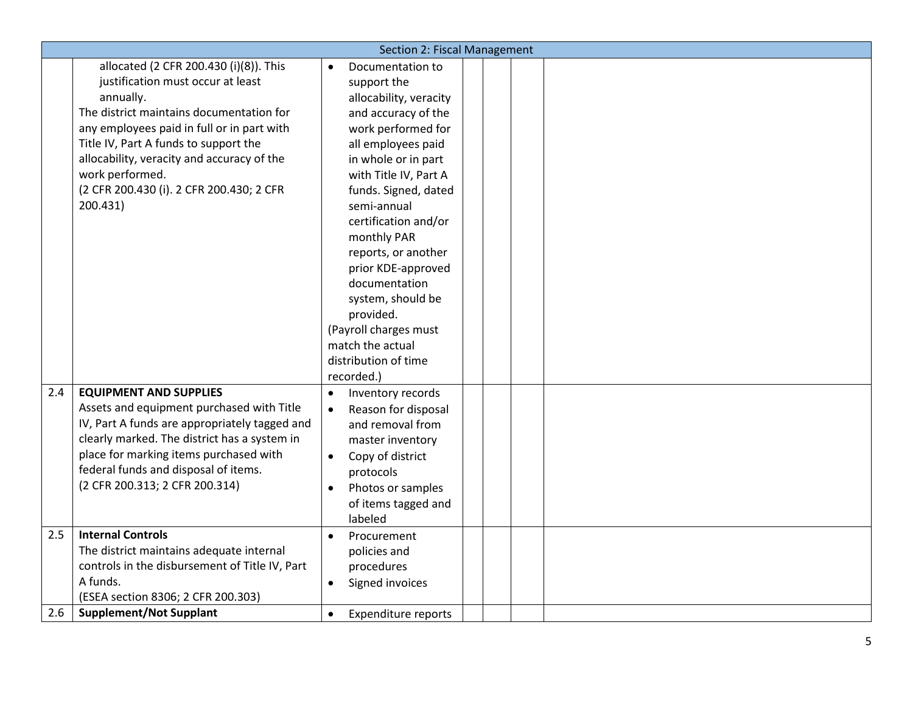| Section 2: Fiscal Management | | | | | | |
|---|---|---|---|---|---|---|
| | allocated (2 CFR 200.430 (i)(8)). This justification must occur at least annually.<br>The district maintains documentation for any employees paid in full or in part with Title IV, Part A funds to support the allocability, veracity and accuracy of the work performed.<br>(2 CFR 200.430 (i). 2 CFR 200.430; 2 CFR 200.431) | • Documentation to support the allocability, veracity and accuracy of the work performed for all employees paid in whole or in part with Title IV, Part A funds. Signed, dated semi-annual certification and/or monthly PAR reports, or another prior KDE-approved documentation system, should be provided.<br>(Payroll charges must match the actual distribution of time recorded.) | | | | |
| 2.4 | **EQUIPMENT AND SUPPLIES**<br>Assets and equipment purchased with Title IV, Part A funds are appropriately tagged and clearly marked. The district has a system in place for marking items purchased with federal funds and disposal of items.<br>(2 CFR 200.313; 2 CFR 200.314) | • Inventory records<br>• Reason for disposal and removal from master inventory<br>• Copy of district protocols<br>• Photos or samples of items tagged and labeled | | | | |
| 2.5 | **Internal Controls**<br>The district maintains adequate internal controls in the disbursement of Title IV, Part A funds.<br>(ESEA section 8306; 2 CFR 200.303) | • Procurement policies and procedures<br>• Signed invoices | | | | |
| 2.6 | **Supplement/Not Supplant** | • Expenditure reports | | | | |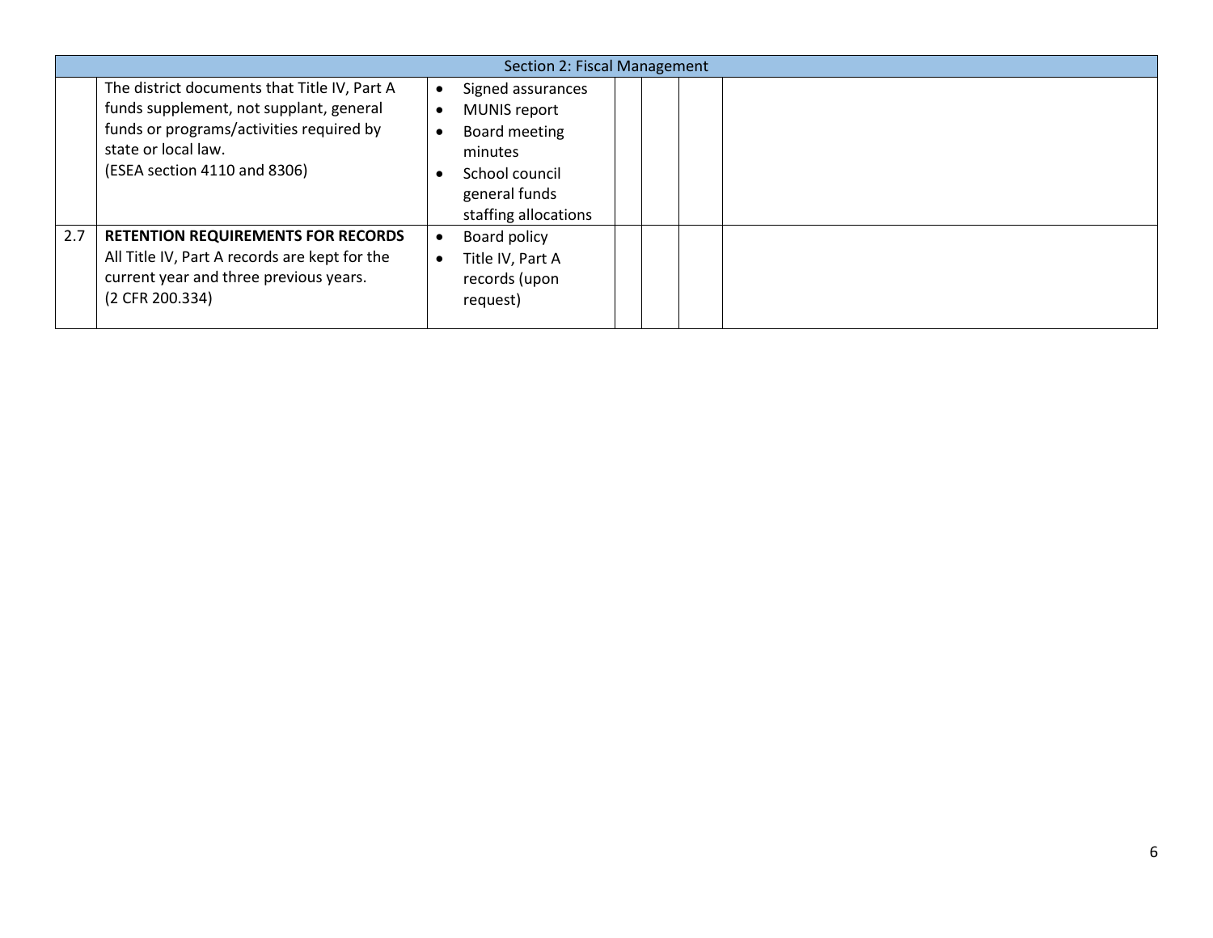| Section 2: Fiscal Management | | | | | | |
|---|---|---|---|---|---|---|
| | The district documents that Title IV, Part A funds supplement, not supplant, general funds or programs/activities required by state or local law.<br>(ESEA section 4110 and 8306) | • Signed assurances<br>• MUNIS report<br>• Board meeting minutes<br>• School council general funds staffing allocations | | | | |
| 2.7 | **RETENTION REQUIREMENTS FOR RECORDS**<br>All Title IV, Part A records are kept for the current year and three previous years.<br>(2 CFR 200.334) | • Board policy<br>• Title IV, Part A records (upon request) | | | | |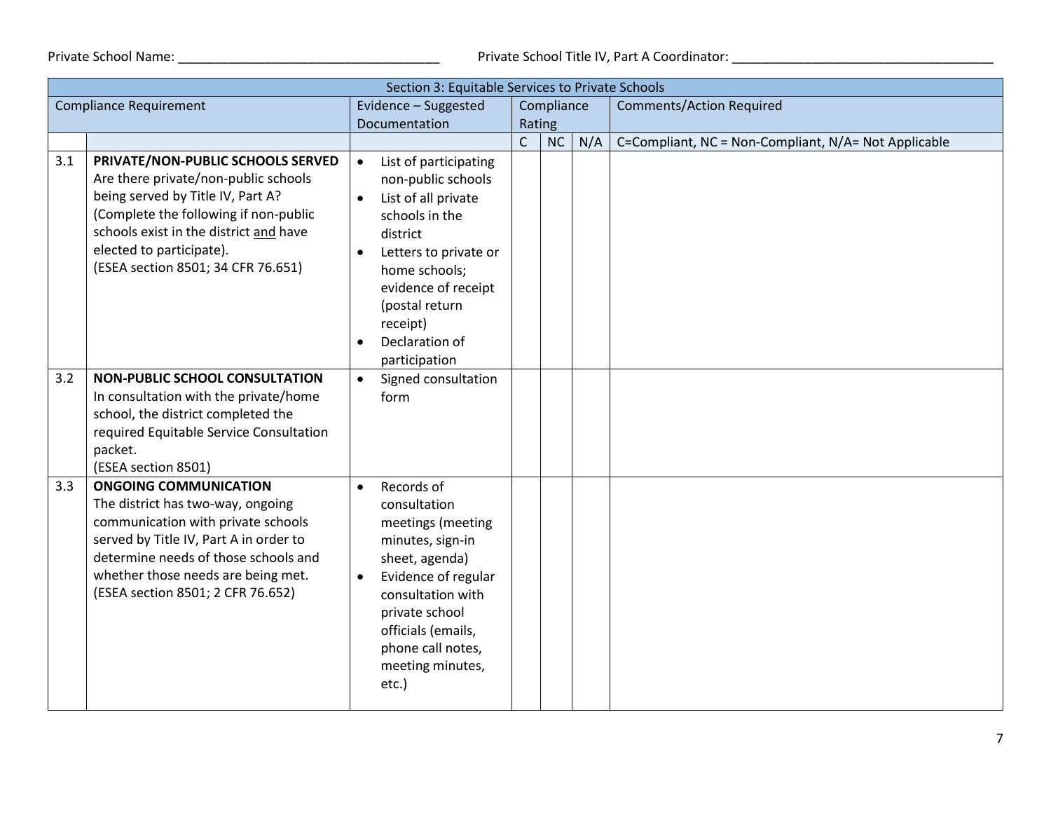Private School Name: ___________________________________ Private School Title IV, Part A Coordinator: ___________________________________

| Section 3: Equitable Services to Private Schools | | | | | | |
|---|---|---|---|---|---|---|
| Compliance Requirement | | Evidence – Suggested Documentation | Compliance Rating | | | Comments/Action Required |
| | | | C | NC | N/A | C=Compliant, NC = Non-Compliant, N/A= Not Applicable |
| 3.1 | **PRIVATE/NON-PUBLIC SCHOOLS SERVED** Are there private/non-public schools being served by Title IV, Part A? (Complete the following if non-public schools exist in the district and have elected to participate). (ESEA section 8501; 34 CFR 76.651) | • List of participating non-public schools<br>• List of all private schools in the district<br>• Letters to private or home schools; evidence of receipt (postal return receipt)<br>• Declaration of participation | | | | |
| 3.2 | **NON-PUBLIC SCHOOL CONSULTATION** In consultation with the private/home school, the district completed the required Equitable Service Consultation packet. (ESEA section 8501) | • Signed consultation form | | | | |
| 3.3 | **ONGOING COMMUNICATION** The district has two-way, ongoing communication with private schools served by Title IV, Part A in order to determine needs of those schools and whether those needs are being met. (ESEA section 8501; 2 CFR 76.652) | • Records of consultation meetings (meeting minutes, sign-in sheet, agenda)<br>• Evidence of regular consultation with private school officials (emails, phone call notes, meeting minutes, etc.) | | | | |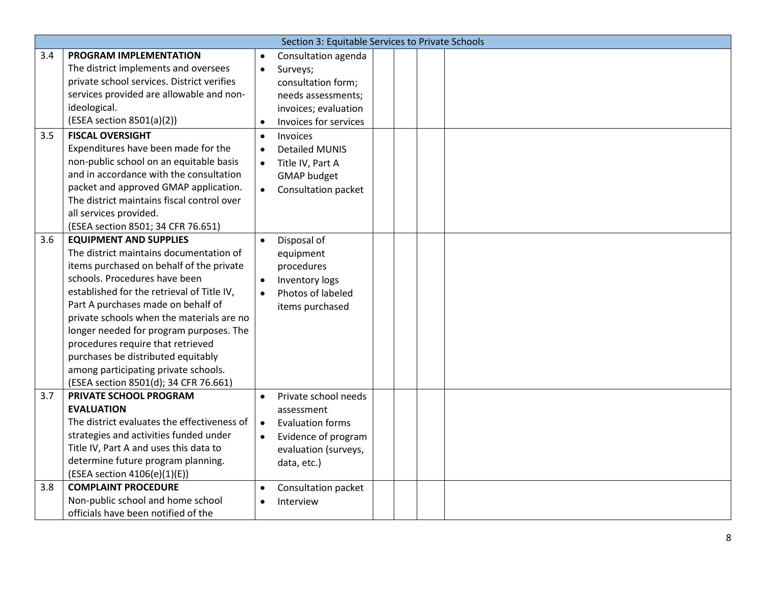| Section 3: Equitable Services to Private Schools | | | | | | |
|---|---|---|---|---|---|---|
| 3.4 | **PROGRAM IMPLEMENTATION**<br>The district implements and oversees private school services. District verifies services provided are allowable and non-ideological.<br>(ESEA section 8501(a)(2)) | • Consultation agenda<br>• Surveys; consultation form; needs assessments; invoices; evaluation<br>• Invoices for services | | | | |
| 3.5 | **FISCAL OVERSIGHT**<br>Expenditures have been made for the non-public school on an equitable basis and in accordance with the consultation packet and approved GMAP application. The district maintains fiscal control over all services provided.<br>(ESEA section 8501; 34 CFR 76.651) | • Invoices<br>• Detailed MUNIS<br>• Title IV, Part A GMAP budget<br>• Consultation packet | | | | |
| 3.6 | **EQUIPMENT AND SUPPLIES**<br>The district maintains documentation of items purchased on behalf of the private schools. Procedures have been established for the retrieval of Title IV, Part A purchases made on behalf of private schools when the materials are no longer needed for program purposes. The procedures require that retrieved purchases be distributed equitably among participating private schools.<br>(ESEA section 8501(d); 34 CFR 76.661) | • Disposal of equipment procedures<br>• Inventory logs<br>• Photos of labeled items purchased | | | | |
| 3.7 | **PRIVATE SCHOOL PROGRAM EVALUATION**<br>The district evaluates the effectiveness of strategies and activities funded under Title IV, Part A and uses this data to determine future program planning.<br>(ESEA section 4106(e)(1)(E)) | • Private school needs assessment<br>• Evaluation forms<br>• Evidence of program evaluation (surveys, data, etc.) | | | | |
| 3.8 | **COMPLAINT PROCEDURE**<br>Non-public school and home school officials have been notified of the | • Consultation packet<br>• Interview | | | | |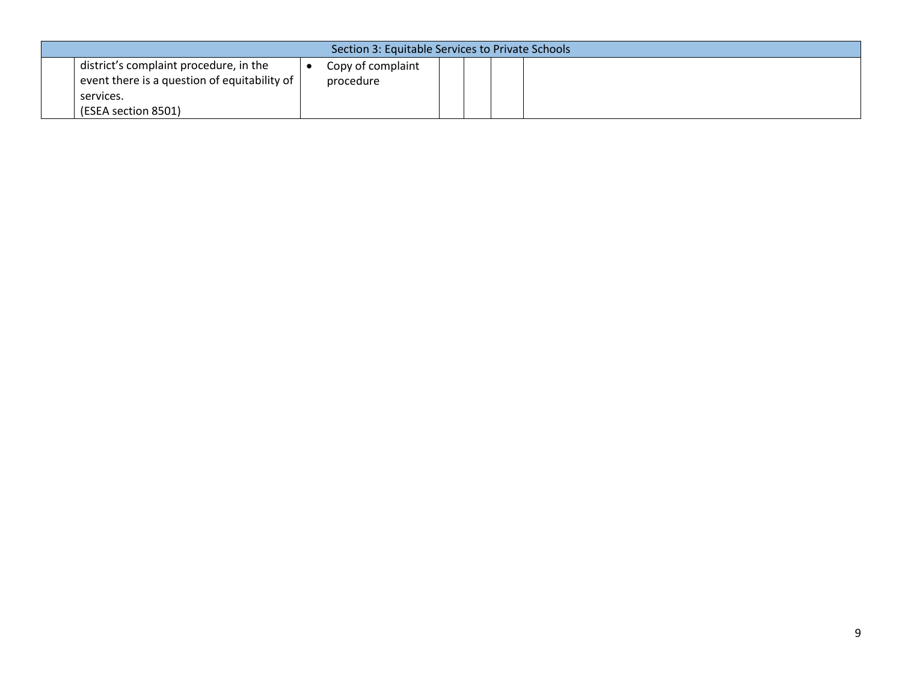| Section 3: Equitable Services to Private Schools | | | | | | |
|---|---|---|---|---|---|---|
| | district's complaint procedure, in the event there is a question of equitability of services. (ESEA section 8501) | • Copy of complaint procedure | | | | |